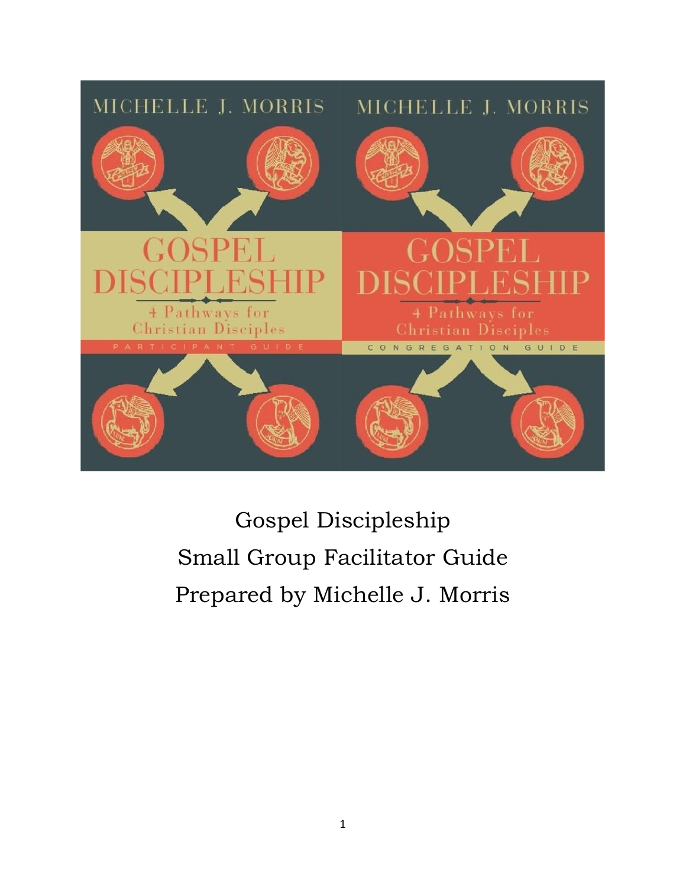Gospel Discipleship

Small Group Facilitator Guide

Prepared by Michelle J. Morris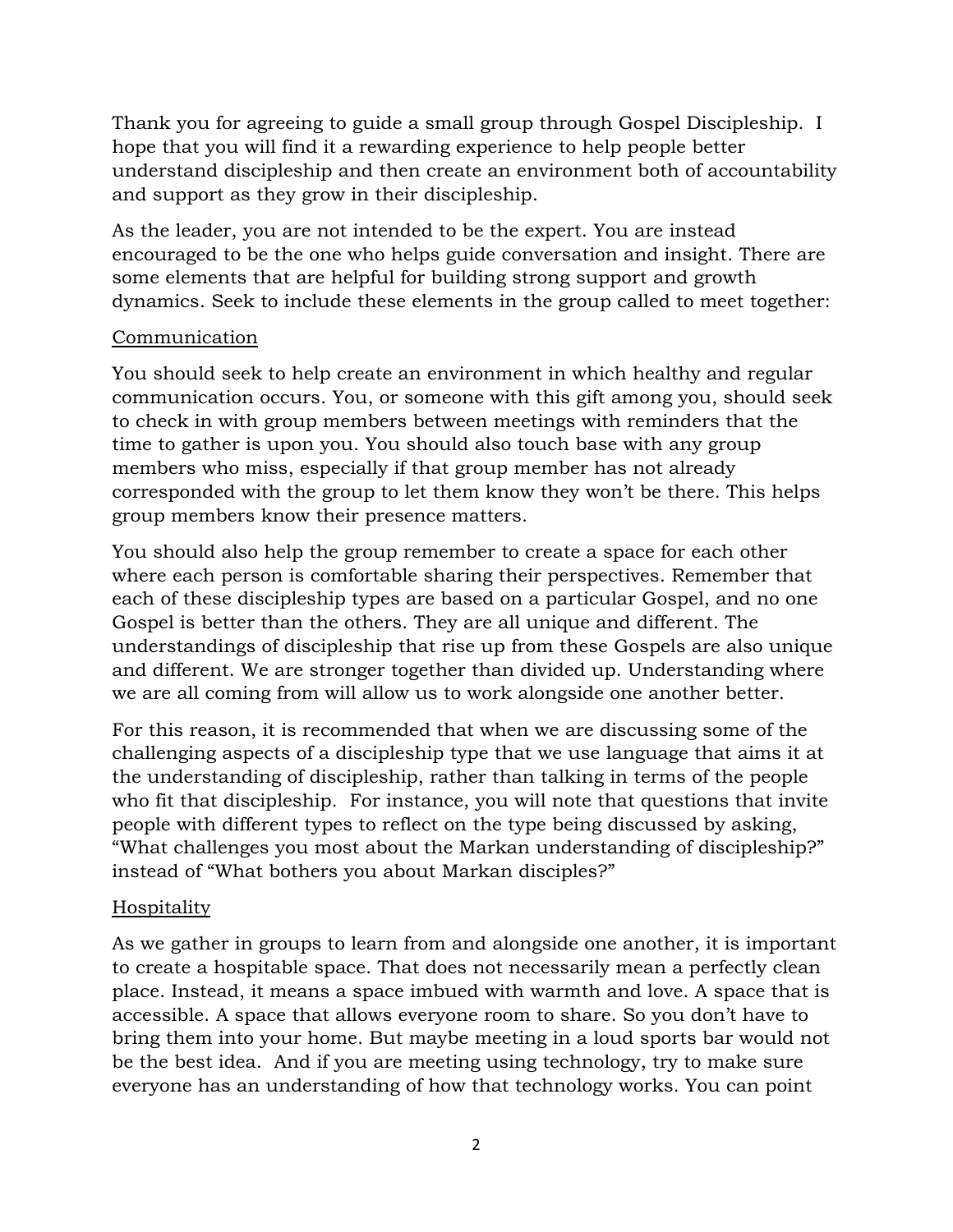Thank you for agreeing to guide a small group through Gospel Discipleship. I hope that you will find it a rewarding experience to help people better understand discipleship and then create an environment both of accountability and support as they grow in their discipleship.

As the leader, you are not intended to be the expert. You are instead encouraged to be the one who helps guide conversation and insight. There are some elements that are helpful for building strong support and growth dynamics. Seek to include these elements in the group called to meet together:

<u>Communication</u>

You should seek to help create an environment in which healthy and regular communication occurs. You, or someone with this gift among you, should seek to check in with group members between meetings with reminders that the time to gather is upon you. You should also touch base with any group members who miss, especially if that group member has not already corresponded with the group to let them know they won't be there. This helps group members know their presence matters.

You should also help the group remember to create a space for each other where each person is comfortable sharing their perspectives. Remember that each of these discipleship types are based on a particular Gospel, and no one Gospel is better than the others. They are all unique and different. The understandings of discipleship that rise up from these Gospels are also unique and different. We are stronger together than divided up. Understanding where we are all coming from will allow us to work alongside one another better.

For this reason, it is recommended that when we are discussing some of the challenging aspects of a discipleship type that we use language that aims it at the understanding of discipleship, rather than talking in terms of the people who fit that discipleship. For instance, you will note that questions that invite people with different types to reflect on the type being discussed by asking, "What challenges you most about the Markan understanding of discipleship?" instead of "What bothers you about Markan disciples?"

<u>Hospitality</u>

As we gather in groups to learn from and alongside one another, it is important to create a hospitable space. That does not necessarily mean a perfectly clean place. Instead, it means a space imbued with warmth and love. A space that is accessible. A space that allows everyone room to share. So you don't have to bring them into your home. But maybe meeting in a loud sports bar would not be the best idea. And if you are meeting using technology, try to make sure everyone has an understanding of how that technology works. You can point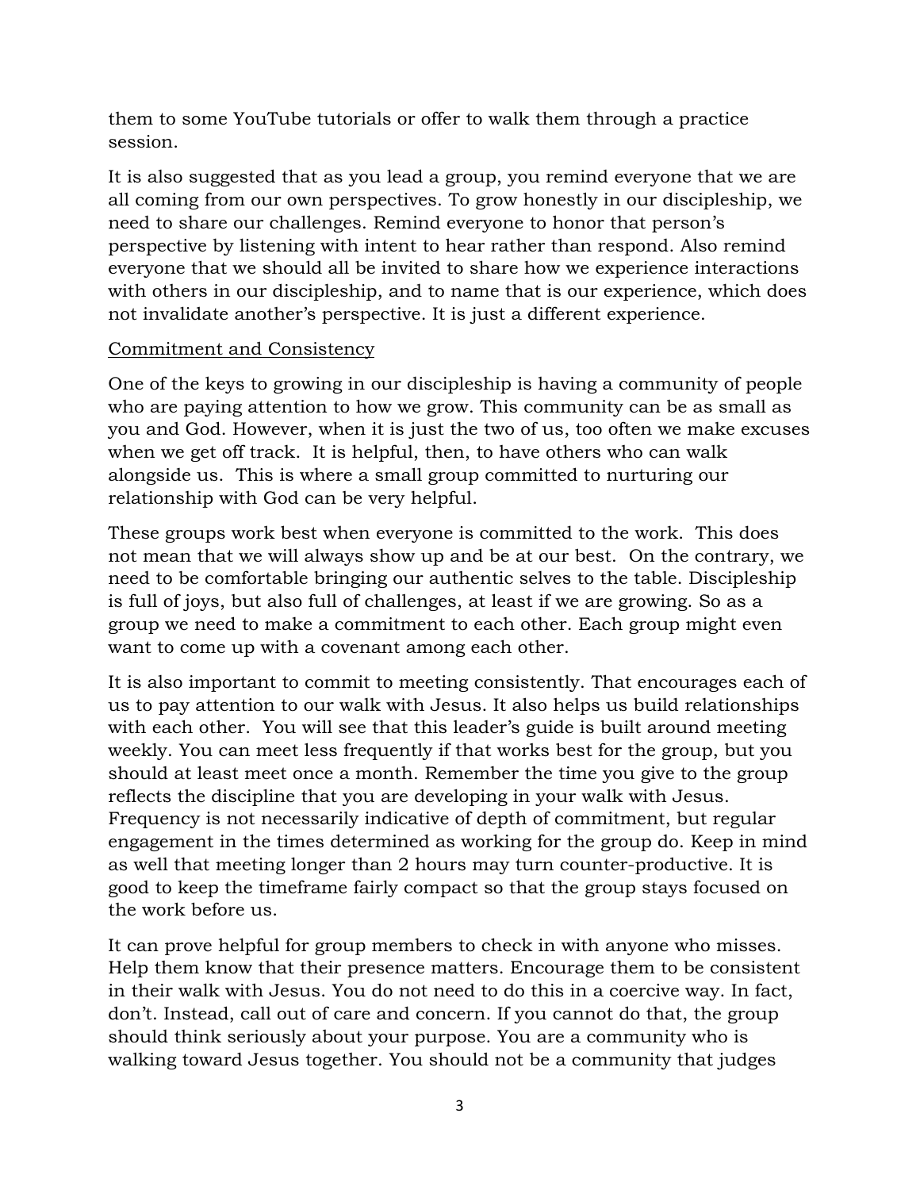them to some YouTube tutorials or offer to walk them through a practice session.

It is also suggested that as you lead a group, you remind everyone that we are all coming from our own perspectives. To grow honestly in our discipleship, we need to share our challenges. Remind everyone to honor that person's perspective by listening with intent to hear rather than respond. Also remind everyone that we should all be invited to share how we experience interactions with others in our discipleship, and to name that is our experience, which does not invalidate another's perspective. It is just a different experience.

<u>Commitment and Consistency</u>

One of the keys to growing in our discipleship is having a community of people who are paying attention to how we grow. This community can be as small as you and God. However, when it is just the two of us, too often we make excuses when we get off track. It is helpful, then, to have others who can walk alongside us. This is where a small group committed to nurturing our relationship with God can be very helpful.

These groups work best when everyone is committed to the work. This does not mean that we will always show up and be at our best. On the contrary, we need to be comfortable bringing our authentic selves to the table. Discipleship is full of joys, but also full of challenges, at least if we are growing. So as a group we need to make a commitment to each other. Each group might even want to come up with a covenant among each other.

It is also important to commit to meeting consistently. That encourages each of us to pay attention to our walk with Jesus. It also helps us build relationships with each other. You will see that this leader's guide is built around meeting weekly. You can meet less frequently if that works best for the group, but you should at least meet once a month. Remember the time you give to the group reflects the discipline that you are developing in your walk with Jesus. Frequency is not necessarily indicative of depth of commitment, but regular engagement in the times determined as working for the group do. Keep in mind as well that meeting longer than 2 hours may turn counter-productive. It is good to keep the timeframe fairly compact so that the group stays focused on the work before us.

It can prove helpful for group members to check in with anyone who misses. Help them know that their presence matters. Encourage them to be consistent in their walk with Jesus. You do not need to do this in a coercive way. In fact, don't. Instead, call out of care and concern. If you cannot do that, the group should think seriously about your purpose. You are a community who is walking toward Jesus together. You should not be a community that judges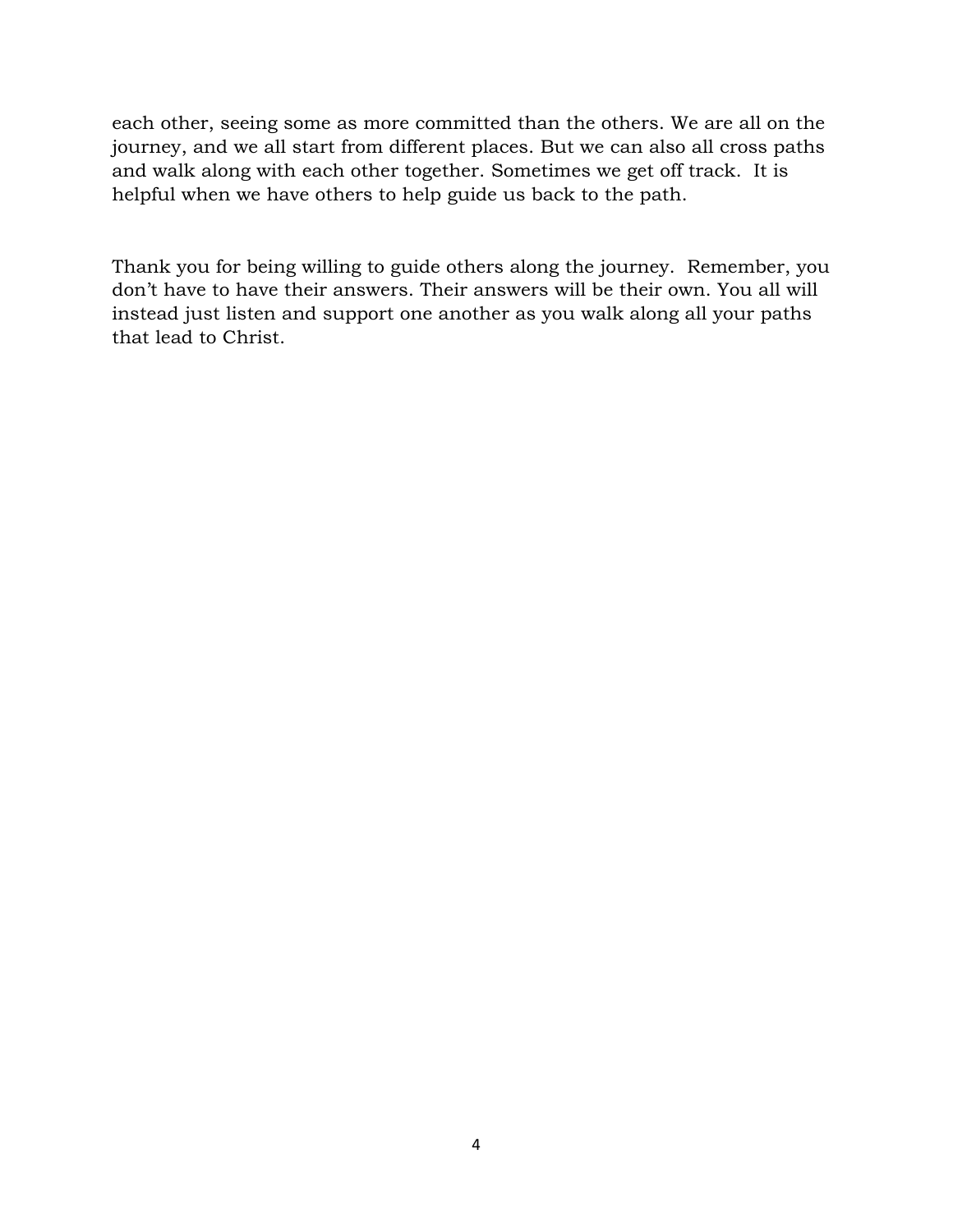each other, seeing some as more committed than the others. We are all on the journey, and we all start from different places. But we can also all cross paths and walk along with each other together. Sometimes we get off track. It is helpful when we have others to help guide us back to the path.

Thank you for being willing to guide others along the journey. Remember, you don't have to have their answers. Their answers will be their own. You all will instead just listen and support one another as you walk along all your paths that lead to Christ.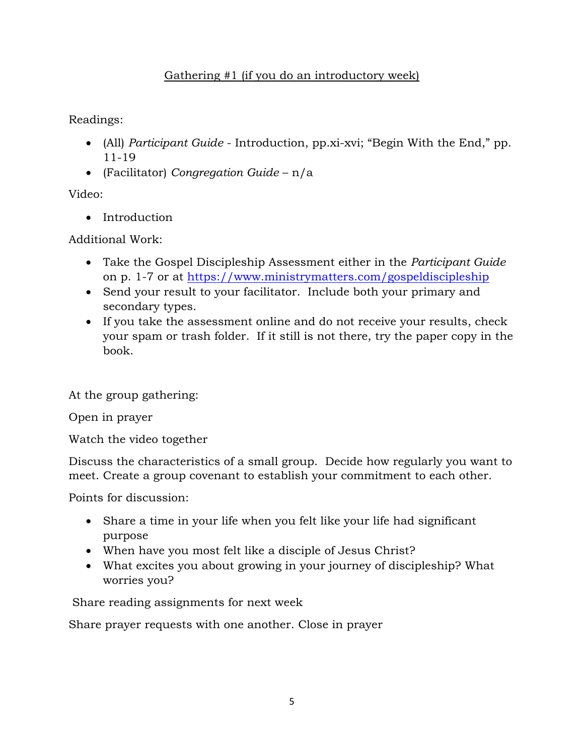## <u>Gathering #1 (if you do an introductory week)</u>

Readings:

- (All) *Participant Guide* - Introduction, pp.xi-xvi; "Begin With the End," pp. 11-19
- (Facilitator) *Congregation Guide* – n/a

Video:

- Introduction

Additional Work:

- Take the Gospel Discipleship Assessment either in the *Participant Guide* on p. 1-7 or at [https://www.ministrymatters.com/gospeldiscipleship](https://www.ministrymatters.com/gospeldiscipleship)
- Send your result to your facilitator. Include both your primary and secondary types.
- If you take the assessment online and do not receive your results, check your spam or trash folder. If it still is not there, try the paper copy in the book.

At the group gathering:

Open in prayer

Watch the video together

Discuss the characteristics of a small group. Decide how regularly you want to meet. Create a group covenant to establish your commitment to each other.

Points for discussion:

- Share a time in your life when you felt like your life had significant purpose
- When have you most felt like a disciple of Jesus Christ?
- What excites you about growing in your journey of discipleship? What worries you?

Share reading assignments for next week

Share prayer requests with one another. Close in prayer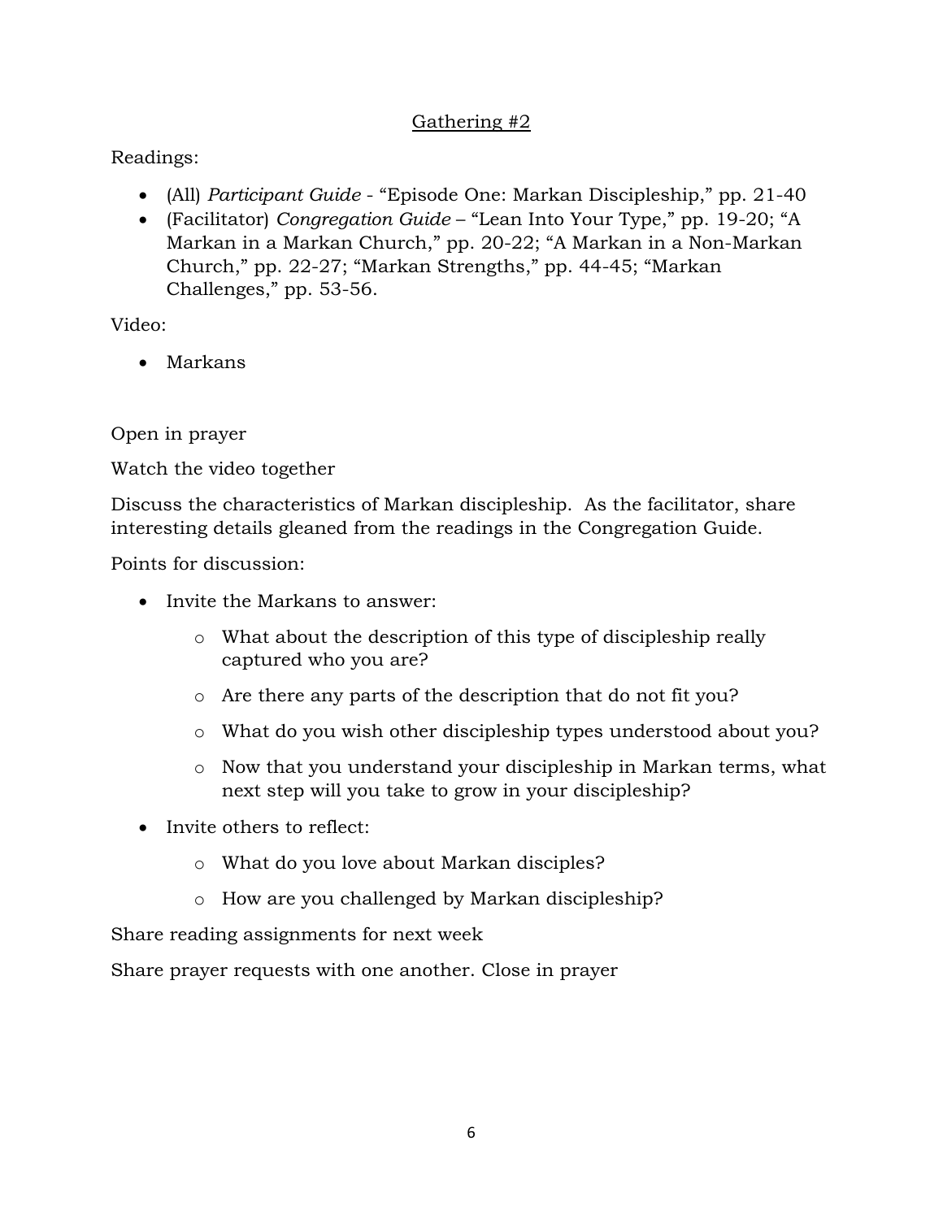## Gathering #2

Readings:

- (All) *Participant Guide* - "Episode One: Markan Discipleship," pp. 21-40
- (Facilitator) *Congregation Guide* – "Lean Into Your Type," pp. 19-20; "A Markan in a Markan Church," pp. 20-22; "A Markan in a Non-Markan Church," pp. 22-27; "Markan Strengths," pp. 44-45; "Markan Challenges," pp. 53-56.

Video:

- Markans

Open in prayer

Watch the video together

Discuss the characteristics of Markan discipleship. As the facilitator, share interesting details gleaned from the readings in the Congregation Guide.

Points for discussion:

- Invite the Markans to answer:
  - What about the description of this type of discipleship really captured who you are?
  - Are there any parts of the description that do not fit you?
  - What do you wish other discipleship types understood about you?
  - Now that you understand your discipleship in Markan terms, what next step will you take to grow in your discipleship?
- Invite others to reflect:
  - What do you love about Markan disciples?
  - How are you challenged by Markan discipleship?

Share reading assignments for next week

Share prayer requests with one another. Close in prayer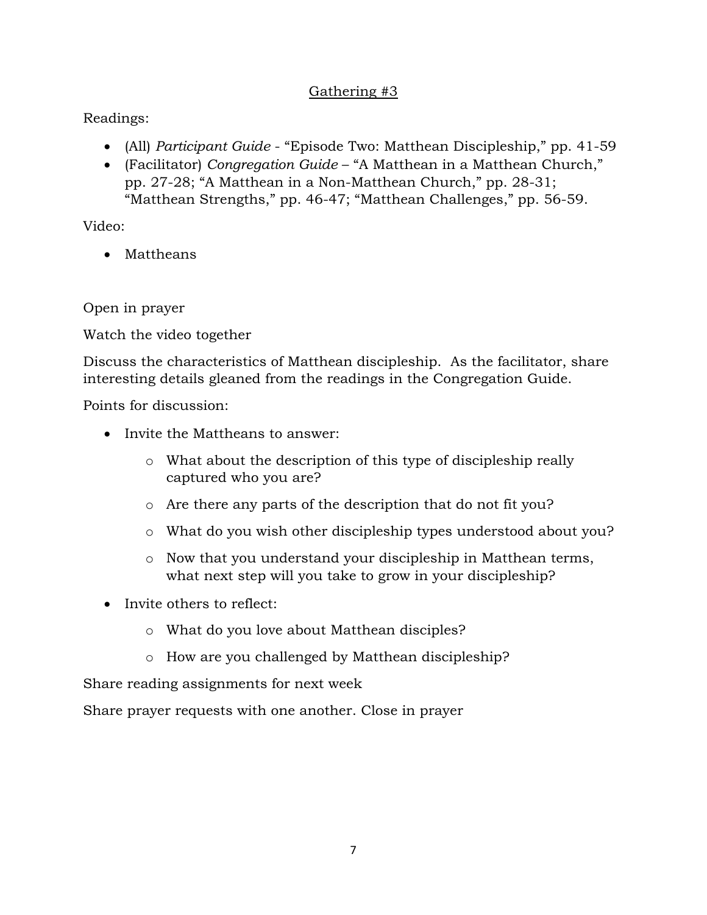## Gathering #3

Readings:

- (All) *Participant Guide* - "Episode Two: Matthean Discipleship," pp. 41-59
- (Facilitator) *Congregation Guide* – "A Matthean in a Matthean Church," pp. 27-28; "A Matthean in a Non-Matthean Church," pp. 28-31; "Matthean Strengths," pp. 46-47; "Matthean Challenges," pp. 56-59.

Video:

- Mattheans

Open in prayer

Watch the video together

Discuss the characteristics of Matthean discipleship. As the facilitator, share interesting details gleaned from the readings in the Congregation Guide.

Points for discussion:

- Invite the Mattheans to answer:
  - What about the description of this type of discipleship really captured who you are?
  - Are there any parts of the description that do not fit you?
  - What do you wish other discipleship types understood about you?
  - Now that you understand your discipleship in Matthean terms, what next step will you take to grow in your discipleship?
- Invite others to reflect:
  - What do you love about Matthean disciples?
  - How are you challenged by Matthean discipleship?

Share reading assignments for next week

Share prayer requests with one another. Close in prayer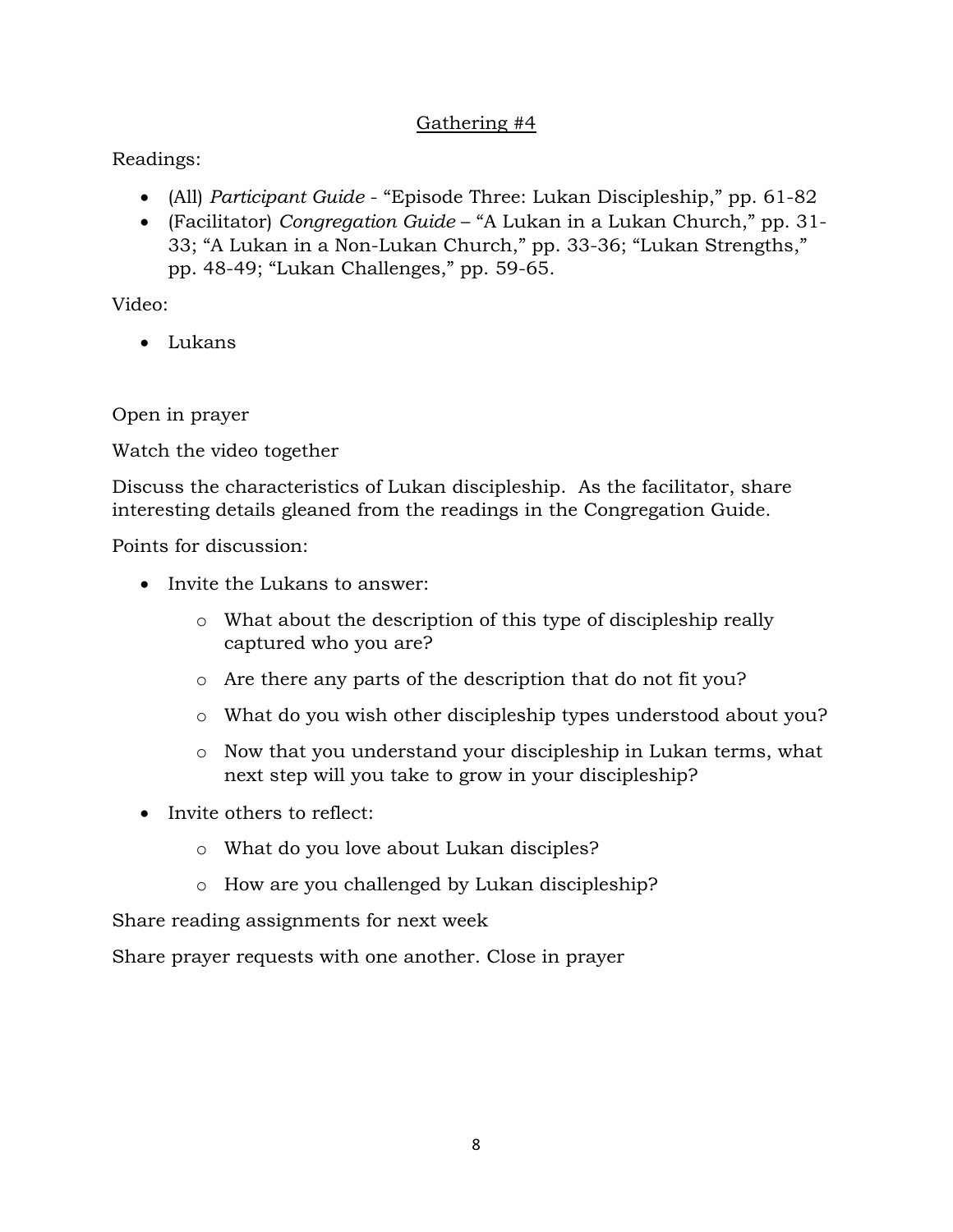## Gathering #4

Readings:

- (All) *Participant Guide* - "Episode Three: Lukan Discipleship," pp. 61-82
- (Facilitator) *Congregation Guide* – "A Lukan in a Lukan Church," pp. 31-33; "A Lukan in a Non-Lukan Church," pp. 33-36; "Lukan Strengths," pp. 48-49; "Lukan Challenges," pp. 59-65.

Video:

- Lukans

Open in prayer

Watch the video together

Discuss the characteristics of Lukan discipleship. As the facilitator, share interesting details gleaned from the readings in the Congregation Guide.

Points for discussion:

- Invite the Lukans to answer:
    - What about the description of this type of discipleship really captured who you are?
    - Are there any parts of the description that do not fit you?
    - What do you wish other discipleship types understood about you?
    - Now that you understand your discipleship in Lukan terms, what next step will you take to grow in your discipleship?
- Invite others to reflect:
    - What do you love about Lukan disciples?
    - How are you challenged by Lukan discipleship?

Share reading assignments for next week

Share prayer requests with one another. Close in prayer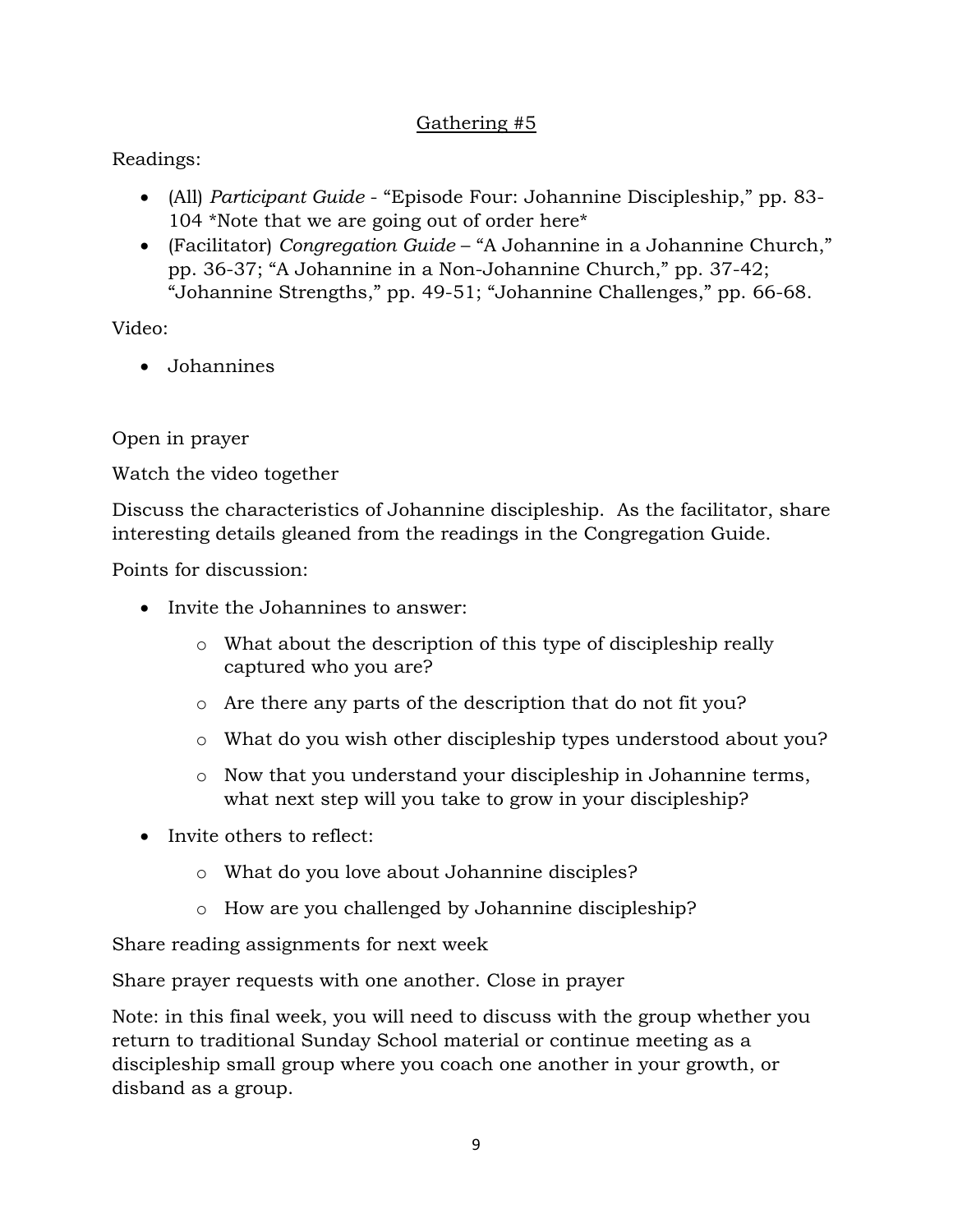## Gathering #5

Readings:

- (All) *Participant Guide* - "Episode Four: Johannine Discipleship," pp. 83-104 *Note that we are going out of order here*
- (Facilitator) *Congregation Guide* – "A Johannine in a Johannine Church," pp. 36-37; "A Johannine in a Non-Johannine Church," pp. 37-42; "Johannine Strengths," pp. 49-51; "Johannine Challenges," pp. 66-68.

Video:

- Johannines

Open in prayer

Watch the video together

Discuss the characteristics of Johannine discipleship. As the facilitator, share interesting details gleaned from the readings in the Congregation Guide.

Points for discussion:

- Invite the Johannines to answer:
  - What about the description of this type of discipleship really captured who you are?
  - Are there any parts of the description that do not fit you?
  - What do you wish other discipleship types understood about you?
  - Now that you understand your discipleship in Johannine terms, what next step will you take to grow in your discipleship?
- Invite others to reflect:
  - What do you love about Johannine disciples?
  - How are you challenged by Johannine discipleship?

Share reading assignments for next week

Share prayer requests with one another. Close in prayer

Note: in this final week, you will need to discuss with the group whether you return to traditional Sunday School material or continue meeting as a discipleship small group where you coach one another in your growth, or disband as a group.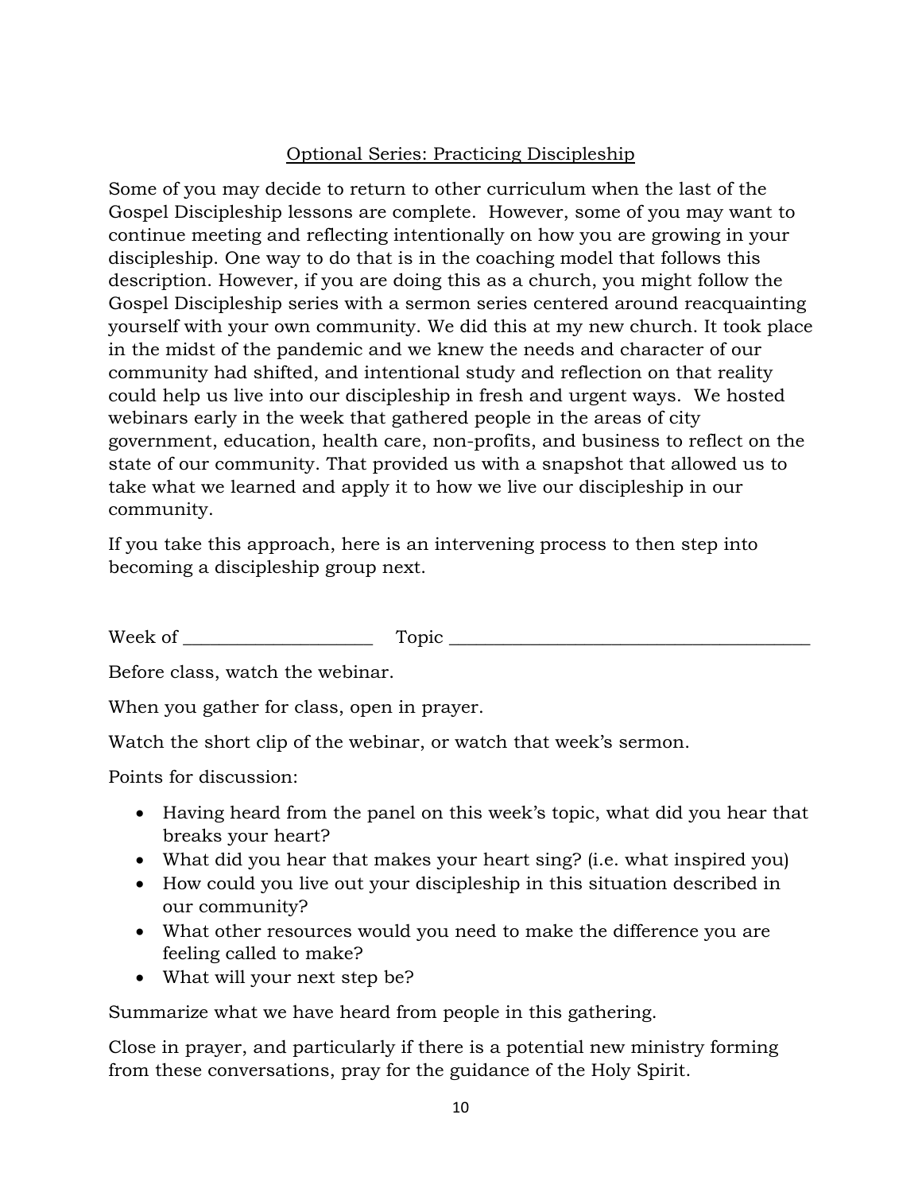## Optional Series: Practicing Discipleship

Some of you may decide to return to other curriculum when the last of the Gospel Discipleship lessons are complete. However, some of you may want to continue meeting and reflecting intentionally on how you are growing in your discipleship. One way to do that is in the coaching model that follows this description. However, if you are doing this as a church, you might follow the Gospel Discipleship series with a sermon series centered around reacquainting yourself with your own community. We did this at my new church. It took place in the midst of the pandemic and we knew the needs and character of our community had shifted, and intentional study and reflection on that reality could help us live into our discipleship in fresh and urgent ways. We hosted webinars early in the week that gathered people in the areas of city government, education, health care, non-profits, and business to reflect on the state of our community. That provided us with a snapshot that allowed us to take what we learned and apply it to how we live our discipleship in our community.

If you take this approach, here is an intervening process to then step into becoming a discipleship group next.

Week of ____________________ Topic ________________________________________

Before class, watch the webinar.

When you gather for class, open in prayer.

Watch the short clip of the webinar, or watch that week's sermon.

Points for discussion:

- Having heard from the panel on this week's topic, what did you hear that breaks your heart?
- What did you hear that makes your heart sing? (i.e. what inspired you)
- How could you live out your discipleship in this situation described in our community?
- What other resources would you need to make the difference you are feeling called to make?
- What will your next step be?

Summarize what we have heard from people in this gathering.

Close in prayer, and particularly if there is a potential new ministry forming from these conversations, pray for the guidance of the Holy Spirit.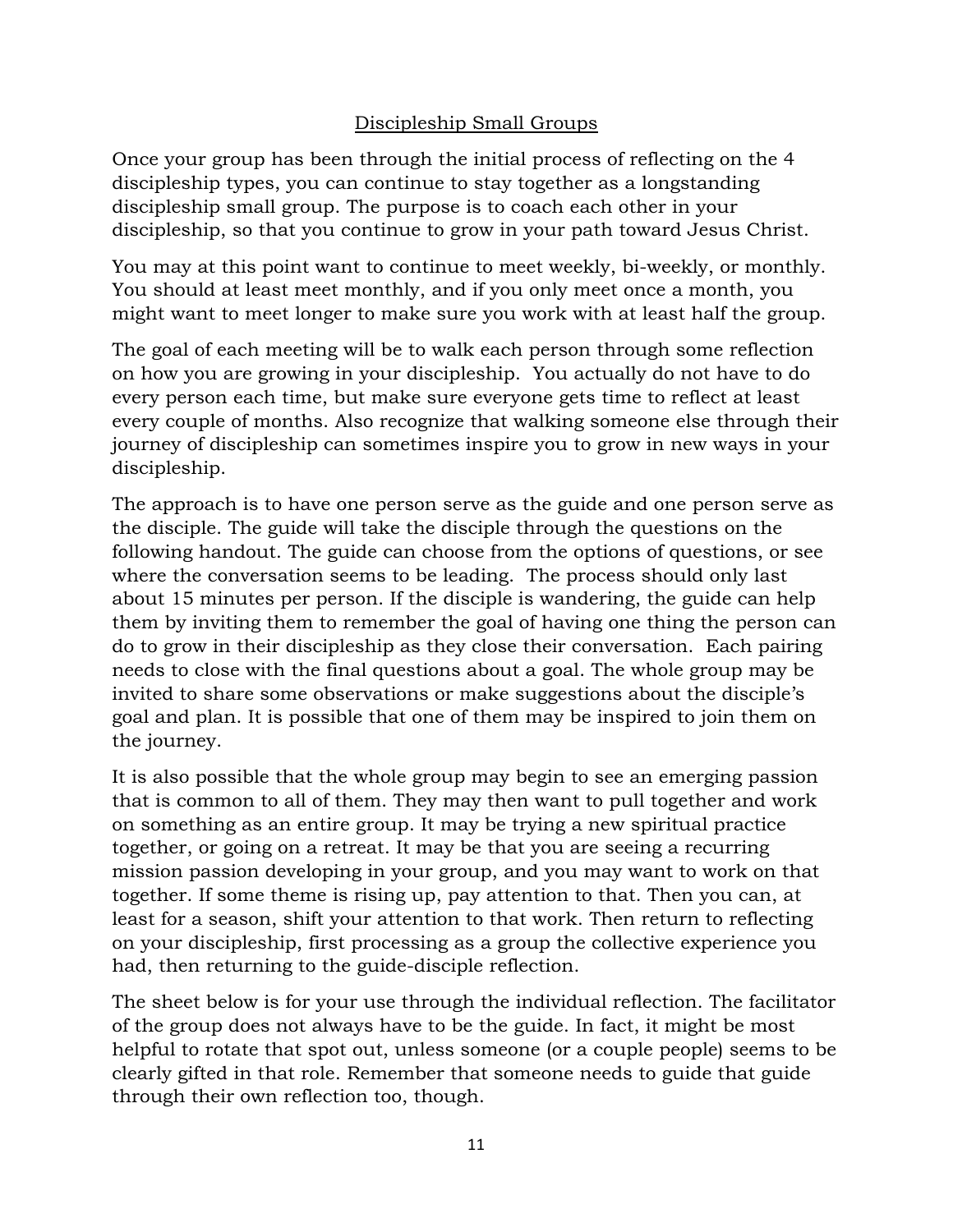## Discipleship Small Groups

Once your group has been through the initial process of reflecting on the 4 discipleship types, you can continue to stay together as a longstanding discipleship small group. The purpose is to coach each other in your discipleship, so that you continue to grow in your path toward Jesus Christ.

You may at this point want to continue to meet weekly, bi-weekly, or monthly. You should at least meet monthly, and if you only meet once a month, you might want to meet longer to make sure you work with at least half the group.

The goal of each meeting will be to walk each person through some reflection on how you are growing in your discipleship. You actually do not have to do every person each time, but make sure everyone gets time to reflect at least every couple of months. Also recognize that walking someone else through their journey of discipleship can sometimes inspire you to grow in new ways in your discipleship.

The approach is to have one person serve as the guide and one person serve as the disciple. The guide will take the disciple through the questions on the following handout. The guide can choose from the options of questions, or see where the conversation seems to be leading. The process should only last about 15 minutes per person. If the disciple is wandering, the guide can help them by inviting them to remember the goal of having one thing the person can do to grow in their discipleship as they close their conversation. Each pairing needs to close with the final questions about a goal. The whole group may be invited to share some observations or make suggestions about the disciple's goal and plan. It is possible that one of them may be inspired to join them on the journey.

It is also possible that the whole group may begin to see an emerging passion that is common to all of them. They may then want to pull together and work on something as an entire group. It may be trying a new spiritual practice together, or going on a retreat. It may be that you are seeing a recurring mission passion developing in your group, and you may want to work on that together. If some theme is rising up, pay attention to that. Then you can, at least for a season, shift your attention to that work. Then return to reflecting on your discipleship, first processing as a group the collective experience you had, then returning to the guide-disciple reflection.

The sheet below is for your use through the individual reflection. The facilitator of the group does not always have to be the guide. In fact, it might be most helpful to rotate that spot out, unless someone (or a couple people) seems to be clearly gifted in that role. Remember that someone needs to guide that guide through their own reflection too, though.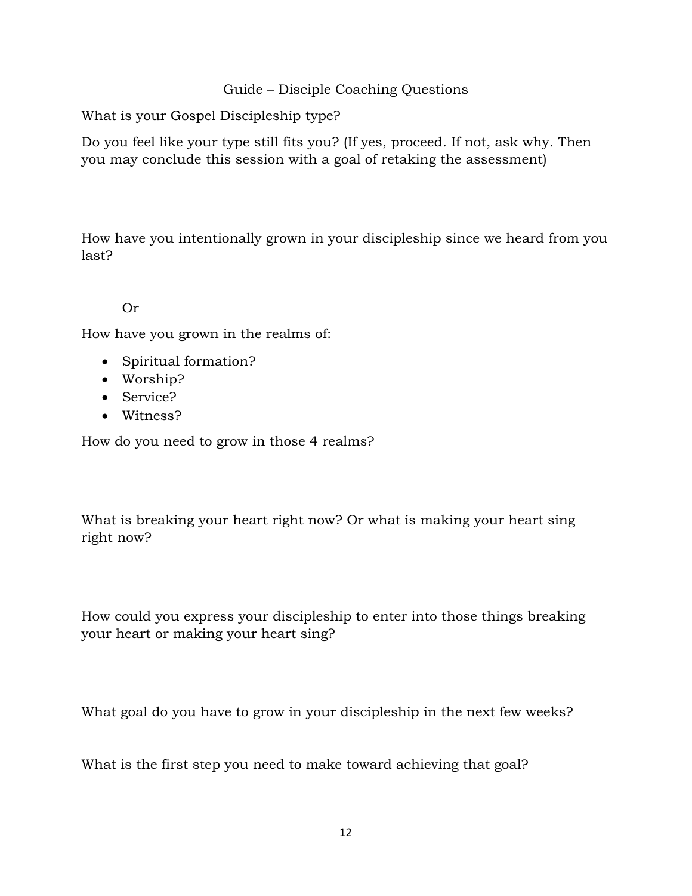## Guide – Disciple Coaching Questions

What is your Gospel Discipleship type?

Do you feel like your type still fits you? (If yes, proceed. If not, ask why. Then you may conclude this session with a goal of retaking the assessment)

How have you intentionally grown in your discipleship since we heard from you last?

Or

How have you grown in the realms of:

- Spiritual formation?
- Worship?
- Service?
- Witness?

How do you need to grow in those 4 realms?

What is breaking your heart right now? Or what is making your heart sing right now?

How could you express your discipleship to enter into those things breaking your heart or making your heart sing?

What goal do you have to grow in your discipleship in the next few weeks?

What is the first step you need to make toward achieving that goal?